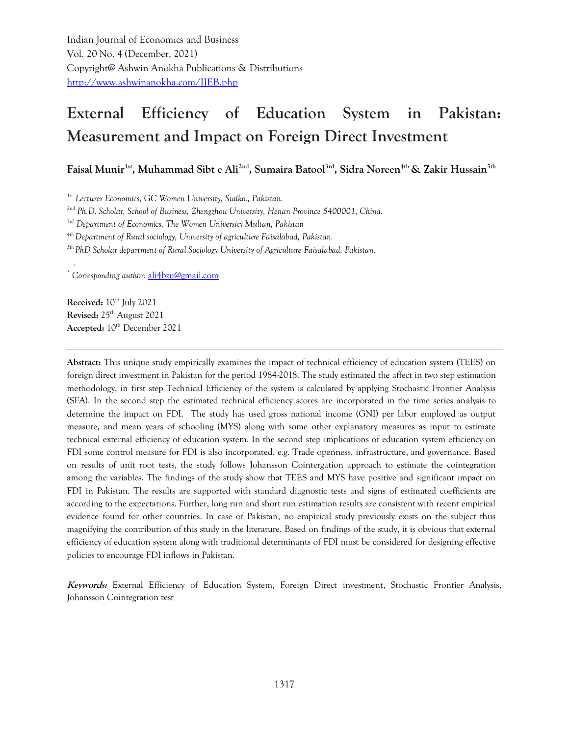Indian Journal of Economics and Business
Vol. 20 No. 4 (December, 2021)
Copyright@ Ashwin Anokha Publications & Distributions
http://www.ashwinanokha.com/IJEB.php

# External Efficiency of Education System in Pakistan: Measurement and Impact on Foreign Direct Investment

**Faisal Munir[1st], Muhammad Sibt e Ali[2nd], Sumaira Batool[3rd], Sidra Noreen[4th] & Zakir Hussain[5th]**

*[1st] Lecturer Economics, GC Women University, Sialko., Pakistan.*

*[2nd] Ph.D. Scholar, School of Business, Zhengzhou University, Henan Province 5400001, China.*

*[3rd] Department of Economics, The Women University Multan, Pakistan*

*[4th] Department of Rural sociology, University of agriculture Faisalabad, Pakistan.*

*[5th] PhD Scholar department of Rural Sociology University of Agriculture Faisalabad, Pakistan.*

[*] *Corresponding author:* ali4bzu@gmail.com

**Received:** 10th July 2021
**Revised:** 25th August 2021
**Accepted:** 10th December 2021

---

**Abstract:** This unique study empirically examines the impact of technical efficiency of education system (TEES) on foreign direct investment in Pakistan for the period 1984-2018. The study estimated the affect in two step estimation methodology, in first step Technical Efficiency of the system is calculated by applying Stochastic Frontier Analysis (SFA). In the second step the estimated technical efficiency scores are incorporated in the time series analysis to determine the impact on FDI. The study has used gross national income (GNI) per labor employed as output measure, and mean years of schooling (MYS) along with some other explanatory measures as input to estimate technical external efficiency of education system. In the second step implications of education system efficiency on FDI some control measure for FDI is also incorporated, e.g. Trade openness, infrastructure, and governance. Based on results of unit root tests, the study follows Johansson Cointergation approach to estimate the cointegration among the variables. The findings of the study show that TEES and MYS have positive and significant impact on FDI in Pakistan. The results are supported with standard diagnostic tests and signs of estimated coefficients are according to the expectations. Further, long run and short run estimation results are consistent with recent empirical evidence found for other countries. In case of Pakistan, no empirical study previously exists on the subject thus magnifying the contribution of this study in the literature. Based on findings of the study, it is obvious that external efficiency of education system along with traditional determinants of FDI must be considered for designing effective policies to encourage FDI inflows in Pakistan.

***Keywords:*** External Efficiency of Education System, Foreign Direct investment, Stochastic Frontier Analysis, Johansson Cointegration test

---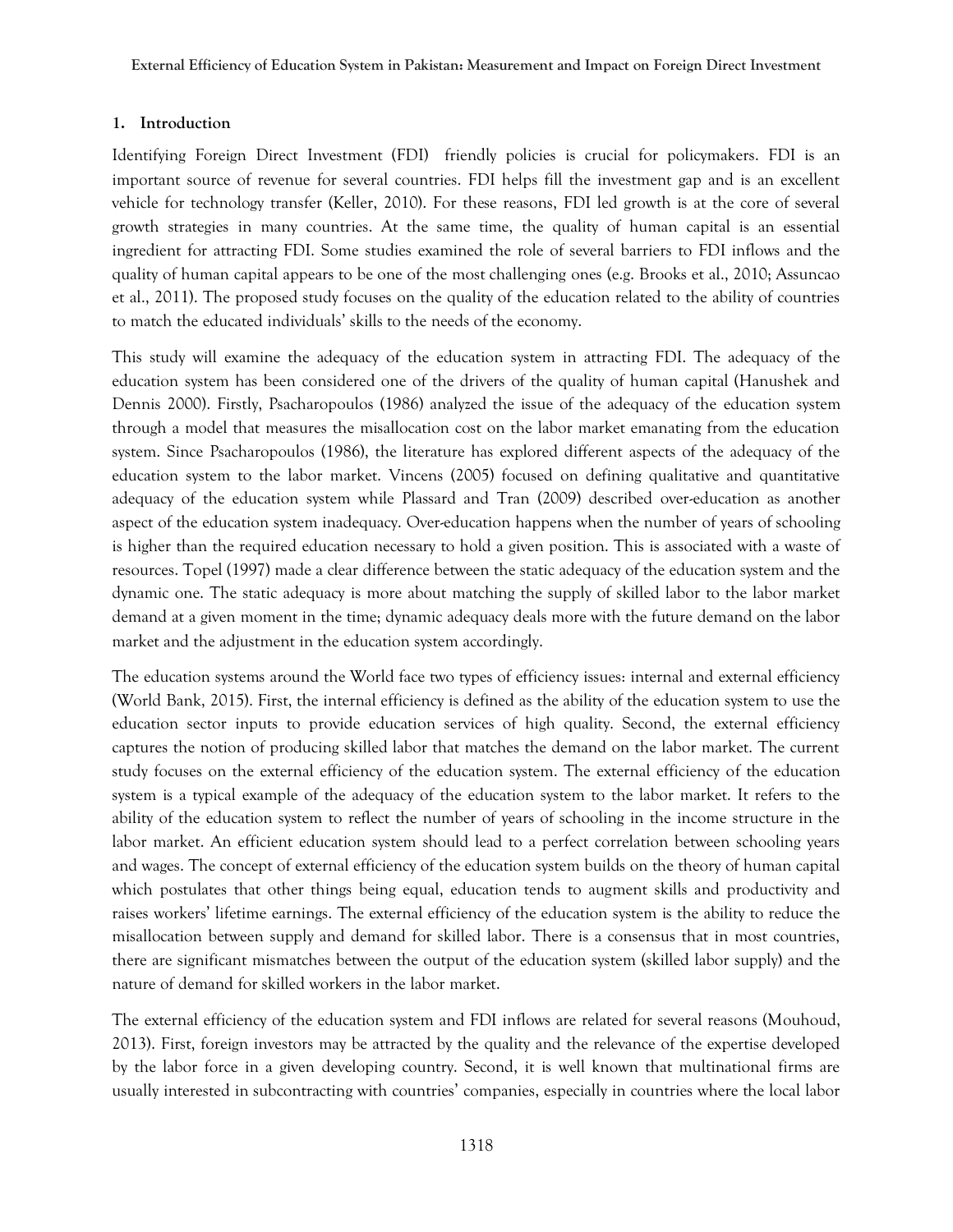## 1. Introduction

Identifying Foreign Direct Investment (FDI) friendly policies is crucial for policymakers. FDI is an important source of revenue for several countries. FDI helps fill the investment gap and is an excellent vehicle for technology transfer (Keller, 2010). For these reasons, FDI led growth is at the core of several growth strategies in many countries. At the same time, the quality of human capital is an essential ingredient for attracting FDI. Some studies examined the role of several barriers to FDI inflows and the quality of human capital appears to be one of the most challenging ones (e.g. Brooks et al., 2010; Assuncao et al., 2011). The proposed study focuses on the quality of the education related to the ability of countries to match the educated individuals' skills to the needs of the economy.

This study will examine the adequacy of the education system in attracting FDI. The adequacy of the education system has been considered one of the drivers of the quality of human capital (Hanushek and Dennis 2000). Firstly, Psacharopoulos (1986) analyzed the issue of the adequacy of the education system through a model that measures the misallocation cost on the labor market emanating from the education system. Since Psacharopoulos (1986), the literature has explored different aspects of the adequacy of the education system to the labor market. Vincens (2005) focused on defining qualitative and quantitative adequacy of the education system while Plassard and Tran (2009) described over-education as another aspect of the education system inadequacy. Over-education happens when the number of years of schooling is higher than the required education necessary to hold a given position. This is associated with a waste of resources. Topel (1997) made a clear difference between the static adequacy of the education system and the dynamic one. The static adequacy is more about matching the supply of skilled labor to the labor market demand at a given moment in the time; dynamic adequacy deals more with the future demand on the labor market and the adjustment in the education system accordingly.

The education systems around the World face two types of efficiency issues: internal and external efficiency (World Bank, 2015). First, the internal efficiency is defined as the ability of the education system to use the education sector inputs to provide education services of high quality. Second, the external efficiency captures the notion of producing skilled labor that matches the demand on the labor market. The current study focuses on the external efficiency of the education system. The external efficiency of the education system is a typical example of the adequacy of the education system to the labor market. It refers to the ability of the education system to reflect the number of years of schooling in the income structure in the labor market. An efficient education system should lead to a perfect correlation between schooling years and wages. The concept of external efficiency of the education system builds on the theory of human capital which postulates that other things being equal, education tends to augment skills and productivity and raises workers' lifetime earnings. The external efficiency of the education system is the ability to reduce the misallocation between supply and demand for skilled labor. There is a consensus that in most countries, there are significant mismatches between the output of the education system (skilled labor supply) and the nature of demand for skilled workers in the labor market.

The external efficiency of the education system and FDI inflows are related for several reasons (Mouhoud, 2013). First, foreign investors may be attracted by the quality and the relevance of the expertise developed by the labor force in a given developing country. Second, it is well known that multinational firms are usually interested in subcontracting with countries' companies, especially in countries where the local labor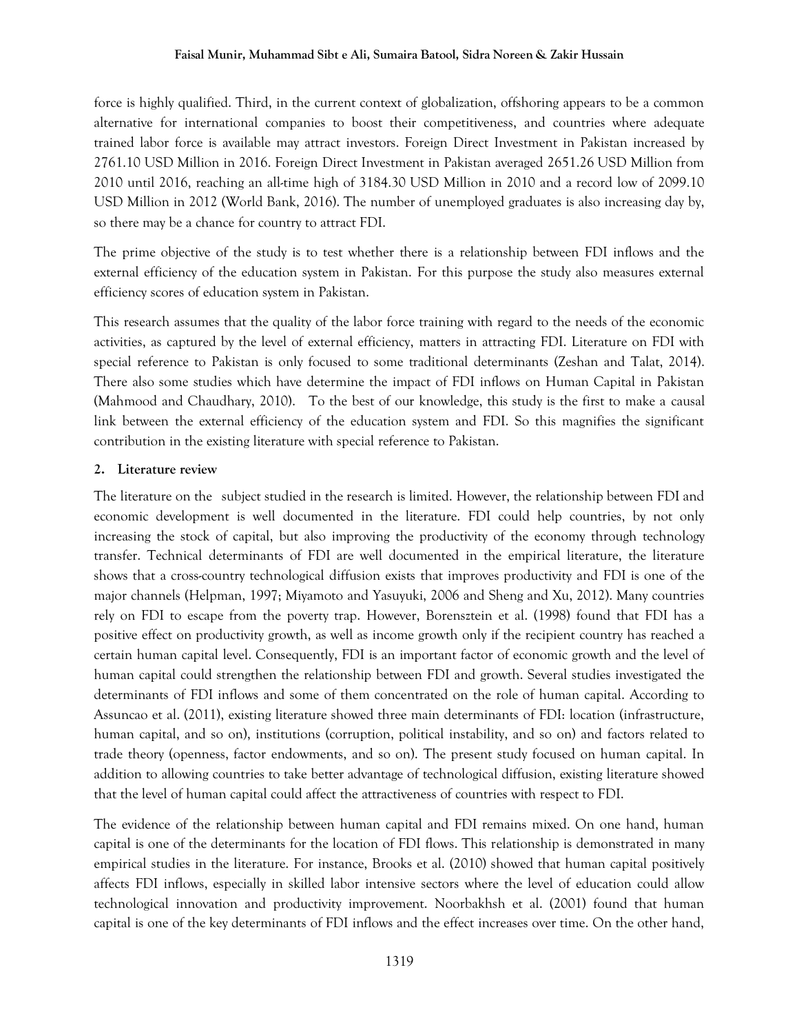force is highly qualified. Third, in the current context of globalization, offshoring appears to be a common alternative for international companies to boost their competitiveness, and countries where adequate trained labor force is available may attract investors. Foreign Direct Investment in Pakistan increased by 2761.10 USD Million in 2016. Foreign Direct Investment in Pakistan averaged 2651.26 USD Million from 2010 until 2016, reaching an all-time high of 3184.30 USD Million in 2010 and a record low of 2099.10 USD Million in 2012 (World Bank, 2016). The number of unemployed graduates is also increasing day by, so there may be a chance for country to attract FDI.

The prime objective of the study is to test whether there is a relationship between FDI inflows and the external efficiency of the education system in Pakistan. For this purpose the study also measures external efficiency scores of education system in Pakistan.

This research assumes that the quality of the labor force training with regard to the needs of the economic activities, as captured by the level of external efficiency, matters in attracting FDI. Literature on FDI with special reference to Pakistan is only focused to some traditional determinants (Zeshan and Talat, 2014). There also some studies which have determine the impact of FDI inflows on Human Capital in Pakistan (Mahmood and Chaudhary, 2010). To the best of our knowledge, this study is the first to make a causal link between the external efficiency of the education system and FDI. So this magnifies the significant contribution in the existing literature with special reference to Pakistan.

## 2. Literature review

The literature on the subject studied in the research is limited. However, the relationship between FDI and economic development is well documented in the literature. FDI could help countries, by not only increasing the stock of capital, but also improving the productivity of the economy through technology transfer. Technical determinants of FDI are well documented in the empirical literature, the literature shows that a cross-country technological diffusion exists that improves productivity and FDI is one of the major channels (Helpman, 1997; Miyamoto and Yasuyuki, 2006 and Sheng and Xu, 2012). Many countries rely on FDI to escape from the poverty trap. However, Borensztein et al. (1998) found that FDI has a positive effect on productivity growth, as well as income growth only if the recipient country has reached a certain human capital level. Consequently, FDI is an important factor of economic growth and the level of human capital could strengthen the relationship between FDI and growth. Several studies investigated the determinants of FDI inflows and some of them concentrated on the role of human capital. According to Assuncao et al. (2011), existing literature showed three main determinants of FDI: location (infrastructure, human capital, and so on), institutions (corruption, political instability, and so on) and factors related to trade theory (openness, factor endowments, and so on). The present study focused on human capital. In addition to allowing countries to take better advantage of technological diffusion, existing literature showed that the level of human capital could affect the attractiveness of countries with respect to FDI.

The evidence of the relationship between human capital and FDI remains mixed. On one hand, human capital is one of the determinants for the location of FDI flows. This relationship is demonstrated in many empirical studies in the literature. For instance, Brooks et al. (2010) showed that human capital positively affects FDI inflows, especially in skilled labor intensive sectors where the level of education could allow technological innovation and productivity improvement. Noorbakhsh et al. (2001) found that human capital is one of the key determinants of FDI inflows and the effect increases over time. On the other hand,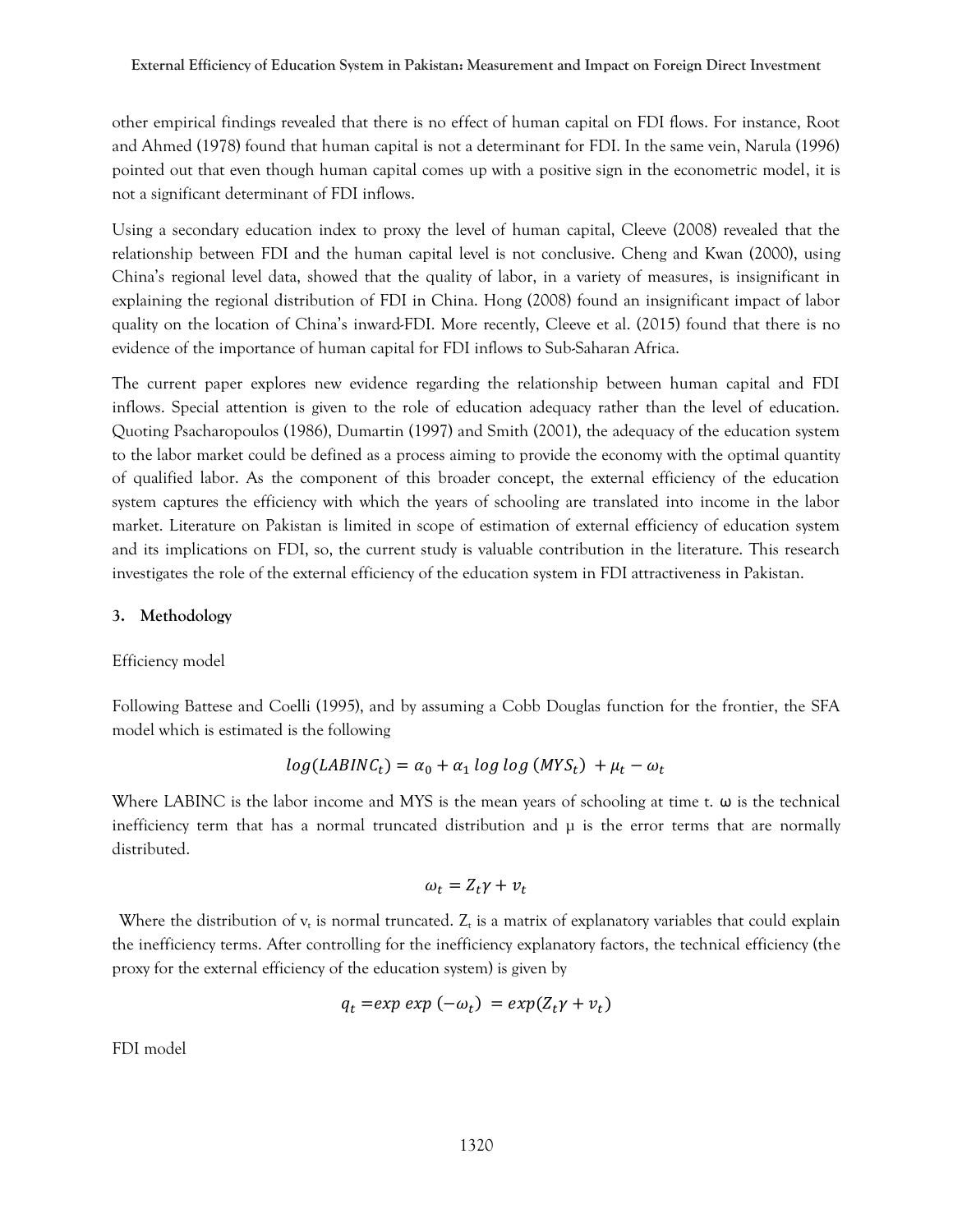other empirical findings revealed that there is no effect of human capital on FDI flows. For instance, Root and Ahmed (1978) found that human capital is not a determinant for FDI. In the same vein, Narula (1996) pointed out that even though human capital comes up with a positive sign in the econometric model, it is not a significant determinant of FDI inflows.

Using a secondary education index to proxy the level of human capital, Cleeve (2008) revealed that the relationship between FDI and the human capital level is not conclusive. Cheng and Kwan (2000), using China's regional level data, showed that the quality of labor, in a variety of measures, is insignificant in explaining the regional distribution of FDI in China. Hong (2008) found an insignificant impact of labor quality on the location of China's inward-FDI. More recently, Cleeve et al. (2015) found that there is no evidence of the importance of human capital for FDI inflows to Sub-Saharan Africa.

The current paper explores new evidence regarding the relationship between human capital and FDI inflows. Special attention is given to the role of education adequacy rather than the level of education. Quoting Psacharopoulos (1986), Dumartin (1997) and Smith (2001), the adequacy of the education system to the labor market could be defined as a process aiming to provide the economy with the optimal quantity of qualified labor. As the component of this broader concept, the external efficiency of the education system captures the efficiency with which the years of schooling are translated into income in the labor market. Literature on Pakistan is limited in scope of estimation of external efficiency of education system and its implications on FDI, so, the current study is valuable contribution in the literature. This research investigates the role of the external efficiency of the education system in FDI attractiveness in Pakistan.

## 3. Methodology

Efficiency model

Following Battese and Coelli (1995), and by assuming a Cobb Douglas function for the frontier, the SFA model which is estimated is the following

$$log(LABINC_t) = \alpha_0 + \alpha_1 \, log \, log \, (MYS_t) \, + \mu_t - \omega_t$$

Where LABINC is the labor income and MYS is the mean years of schooling at time t. $\omega$ is the technical inefficiency term that has a normal truncated distribution and $\mu$ is the error terms that are normally distributed.

$$\omega_t = Z_t \gamma + v_t$$

Where the distribution of $v_t$ is normal truncated. $Z_t$ is a matrix of explanatory variables that could explain the inefficiency terms. After controlling for the inefficiency explanatory factors, the technical efficiency (the proxy for the external efficiency of the education system) is given by

$$q_t = exp \, exp \, (-\omega_t) \, = exp(Z_t \gamma + v_t)$$

FDI model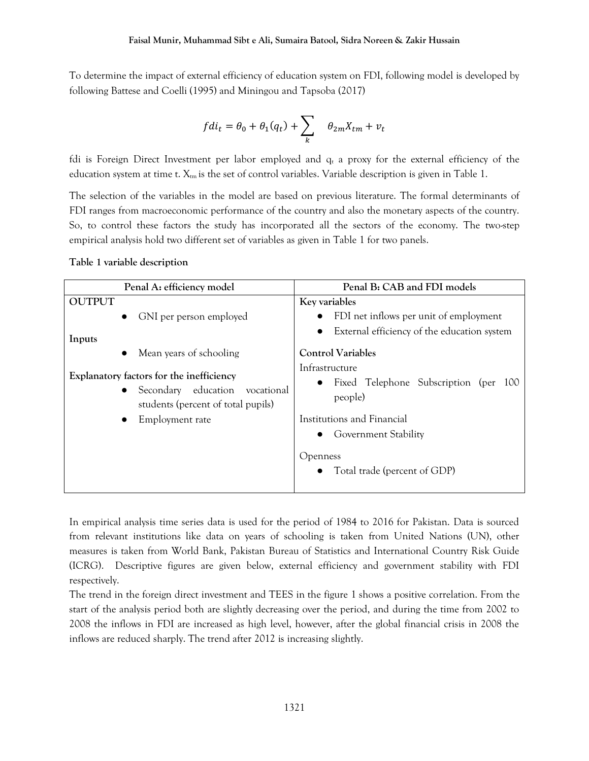To determine the impact of external efficiency of education system on FDI, following model is developed by following Battese and Coelli (1995) and Miningou and Tapsoba (2017)

$$fdi_t = \theta_0 + \theta_1(q_t) + \sum_k \theta_{2m} X_{tm} + v_t$$

fdi is Foreign Direct Investment per labor employed and $q_t$ a proxy for the external efficiency of the education system at time t. $X_{tm}$ is the set of control variables. Variable description is given in Table 1.

The selection of the variables in the model are based on previous literature. The formal determinants of FDI ranges from macroeconomic performance of the country and also the monetary aspects of the country. So, to control these factors the study has incorporated all the sectors of the economy. The two-step empirical analysis hold two different set of variables as given in Table 1 for two panels.

**Table 1 variable description**

| Penal A: efficiency model | Penal B: CAB and FDI models |
|---|---|
| **OUTPUT**<br>• GNI per person employed<br>**Inputs**<br>• Mean years of schooling<br>**Explanatory factors for the inefficiency**<br>• Secondary education vocational students (percent of total pupils)<br>• Employment rate | **Key variables**<br>• FDI net inflows per unit of employment<br>• External efficiency of the education system<br>**Control Variables**<br>Infrastructure<br>• Fixed Telephone Subscription (per 100 people)<br>Institutions and Financial<br>• Government Stability<br>Openness<br>• Total trade (percent of GDP) |

In empirical analysis time series data is used for the period of 1984 to 2016 for Pakistan. Data is sourced from relevant institutions like data on years of schooling is taken from United Nations (UN), other measures is taken from World Bank, Pakistan Bureau of Statistics and International Country Risk Guide (ICRG). Descriptive figures are given below, external efficiency and government stability with FDI respectively.

The trend in the foreign direct investment and TEES in the figure 1 shows a positive correlation. From the start of the analysis period both are slightly decreasing over the period, and during the time from 2002 to 2008 the inflows in FDI are increased as high level, however, after the global financial crisis in 2008 the inflows are reduced sharply. The trend after 2012 is increasing slightly.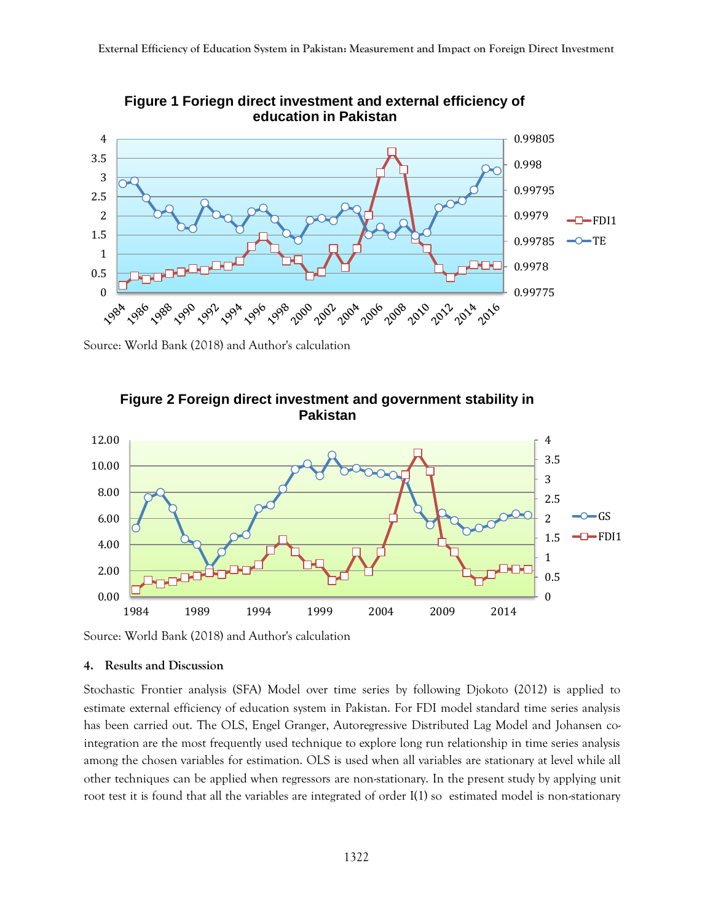**Figure 1 Foriegn direct investment and external efficiency of education in Pakistan**

Source: World Bank (2018) and Author's calculation

**Figure 2 Foreign direct investment and government stability in Pakistan**

Source: World Bank (2018) and Author's calculation

## 4. Results and Discussion

Stochastic Frontier analysis (SFA) Model over time series by following Djokoto (2012) is applied to estimate external efficiency of education system in Pakistan. For FDI model standard time series analysis has been carried out. The OLS, Engel Granger, Autoregressive Distributed Lag Model and Johansen co-integration are the most frequently used technique to explore long run relationship in time series analysis among the chosen variables for estimation. OLS is used when all variables are stationary at level while all other techniques can be applied when regressors are non-stationary. In the present study by applying unit root test it is found that all the variables are integrated of order I(1) so estimated model is non-stationary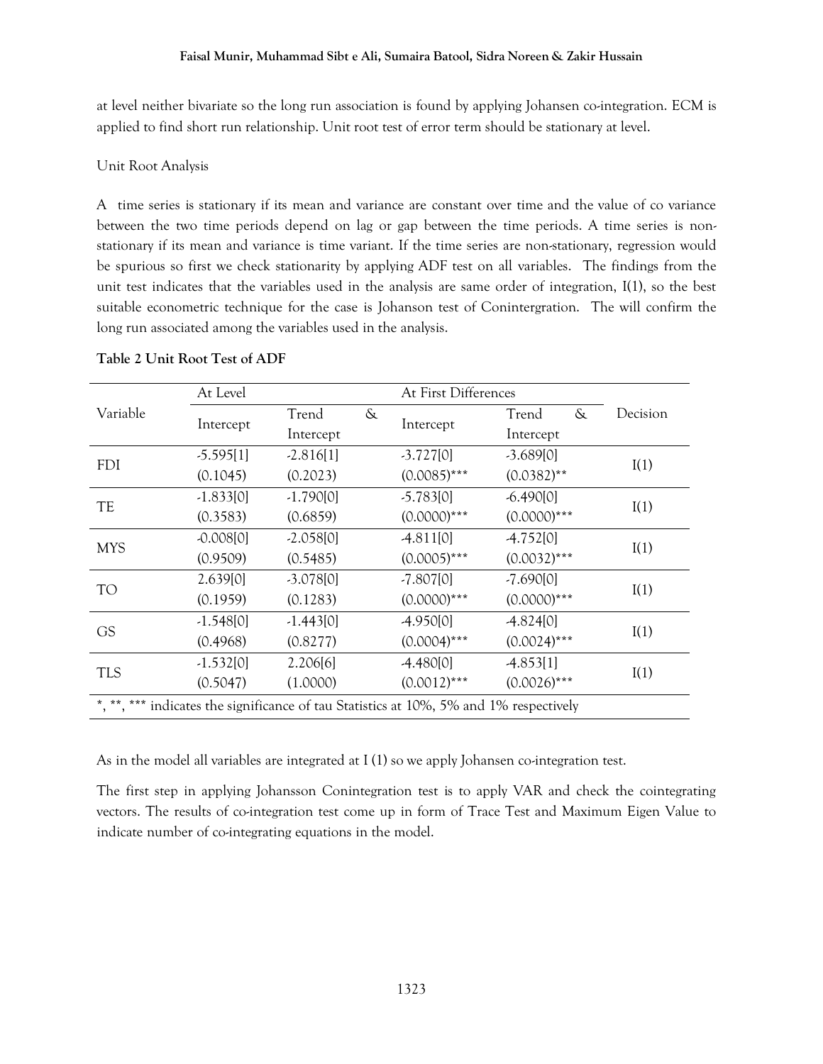at level neither bivariate so the long run association is found by applying Johansen co-integration. ECM is applied to find short run relationship. Unit root test of error term should be stationary at level.

Unit Root Analysis

A time series is stationary if its mean and variance are constant over time and the value of co variance between the two time periods depend on lag or gap between the time periods. A time series is non-stationary if its mean and variance is time variant. If the time series are non-stationary, regression would be spurious so first we check stationarity by applying ADF test on all variables. The findings from the unit test indicates that the variables used in the analysis are same order of integration, I(1), so the best suitable econometric technique for the case is Johanson test of Conintergration. The will confirm the long run associated among the variables used in the analysis.

**Table 2 Unit Root Test of ADF**

| Variable | At Level | | At First Differences | | Decision |
|---|---|---|---|---|---|
| | Intercept | Trend & Intercept | Intercept | Trend & Intercept | |
| FDI | -5.595[1] (0.1045) | -2.816[1] (0.2023) | -3.727[0] (0.0085)*** | -3.689[0] (0.0382)** | I(1) |
| TE | -1.833[0] (0.3583) | -1.790[0] (0.6859) | -5.783[0] (0.0000)*** | -6.490[0] (0.0000)*** | I(1) |
| MYS | -0.008[0] (0.9509) | -2.058[0] (0.5485) | -4.811[0] (0.0005)*** | -4.752[0] (0.0032)*** | I(1) |
| TO | 2.639[0] (0.1959) | -3.078[0] (0.1283) | -7.807[0] (0.0000)*** | -7.690[0] (0.0000)*** | I(1) |
| GS | -1.548[0] (0.4968) | -1.443[0] (0.8277) | -4.950[0] (0.0004)*** | -4.824[0] (0.0024)*** | I(1) |
| TLS | -1.532[0] (0.5047) | 2.206[6] (1.0000) | -4.480[0] (0.0012)*** | -4.853[1] (0.0026)*** | I(1) |

*, **, *** indicates the significance of tau Statistics at 10%, 5% and 1% respectively

As in the model all variables are integrated at I (1) so we apply Johansen co-integration test.

The first step in applying Johansson Conintegration test is to apply VAR and check the cointegrating vectors. The results of co-integration test come up in form of Trace Test and Maximum Eigen Value to indicate number of co-integrating equations in the model.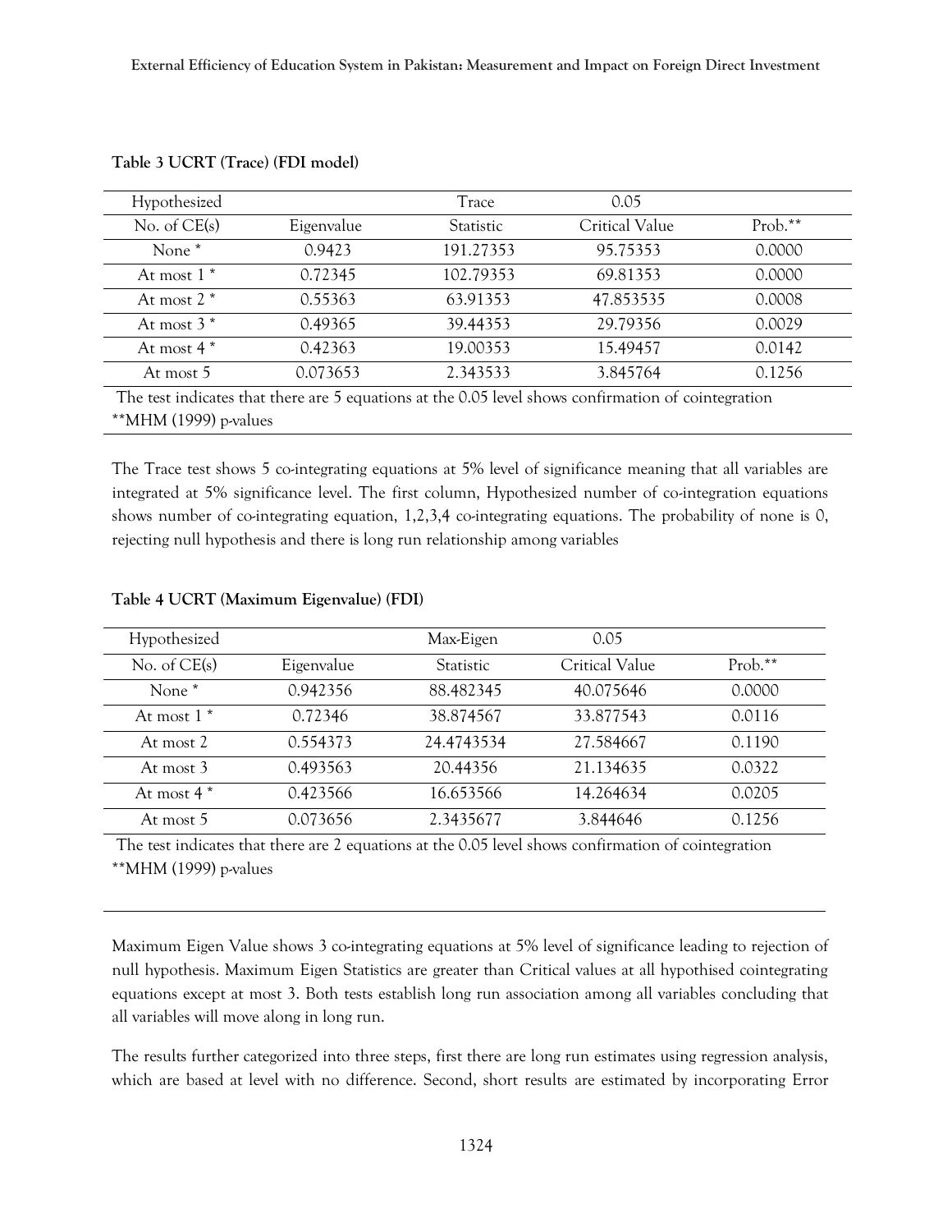**Table 3 UCRT (Trace) (FDI model)**

| Hypothesized No. of CE(s) | Eigenvalue | Trace Statistic | 0.05 Critical Value | Prob.** |
|---|---|---|---|---|
| None * | 0.9423 | 191.27353 | 95.75353 | 0.0000 |
| At most 1 * | 0.72345 | 102.79353 | 69.81353 | 0.0000 |
| At most 2 * | 0.55363 | 63.91353 | 47.853535 | 0.0008 |
| At most 3 * | 0.49365 | 39.44353 | 29.79356 | 0.0029 |
| At most 4 * | 0.42363 | 19.00353 | 15.49457 | 0.0142 |
| At most 5 | 0.073653 | 2.343533 | 3.845764 | 0.1256 |

The test indicates that there are 5 equations at the 0.05 level shows confirmation of cointegration
**MHM (1999) p-values

The Trace test shows 5 co-integrating equations at 5% level of significance meaning that all variables are integrated at 5% significance level. The first column, Hypothesized number of co-integration equations shows number of co-integrating equation, 1,2,3,4 co-integrating equations. The probability of none is 0, rejecting null hypothesis and there is long run relationship among variables

**Table 4 UCRT (Maximum Eigenvalue) (FDI)**

| Hypothesized No. of CE(s) | Eigenvalue | Max-Eigen Statistic | 0.05 Critical Value | Prob.** |
|---|---|---|---|---|
| None * | 0.942356 | 88.482345 | 40.075646 | 0.0000 |
| At most 1 * | 0.72346 | 38.874567 | 33.877543 | 0.0116 |
| At most 2 | 0.554373 | 24.4743534 | 27.584667 | 0.1190 |
| At most 3 | 0.493563 | 20.44356 | 21.134635 | 0.0322 |
| At most 4 * | 0.423566 | 16.653566 | 14.264634 | 0.0205 |
| At most 5 | 0.073656 | 2.3435677 | 3.844646 | 0.1256 |

The test indicates that there are 2 equations at the 0.05 level shows confirmation of cointegration
**MHM (1999) p-values

Maximum Eigen Value shows 3 co-integrating equations at 5% level of significance leading to rejection of null hypothesis. Maximum Eigen Statistics are greater than Critical values at all hypothised cointegrating equations except at most 3. Both tests establish long run association among all variables concluding that all variables will move along in long run.

The results further categorized into three steps, first there are long run estimates using regression analysis, which are based at level with no difference. Second, short results are estimated by incorporating Error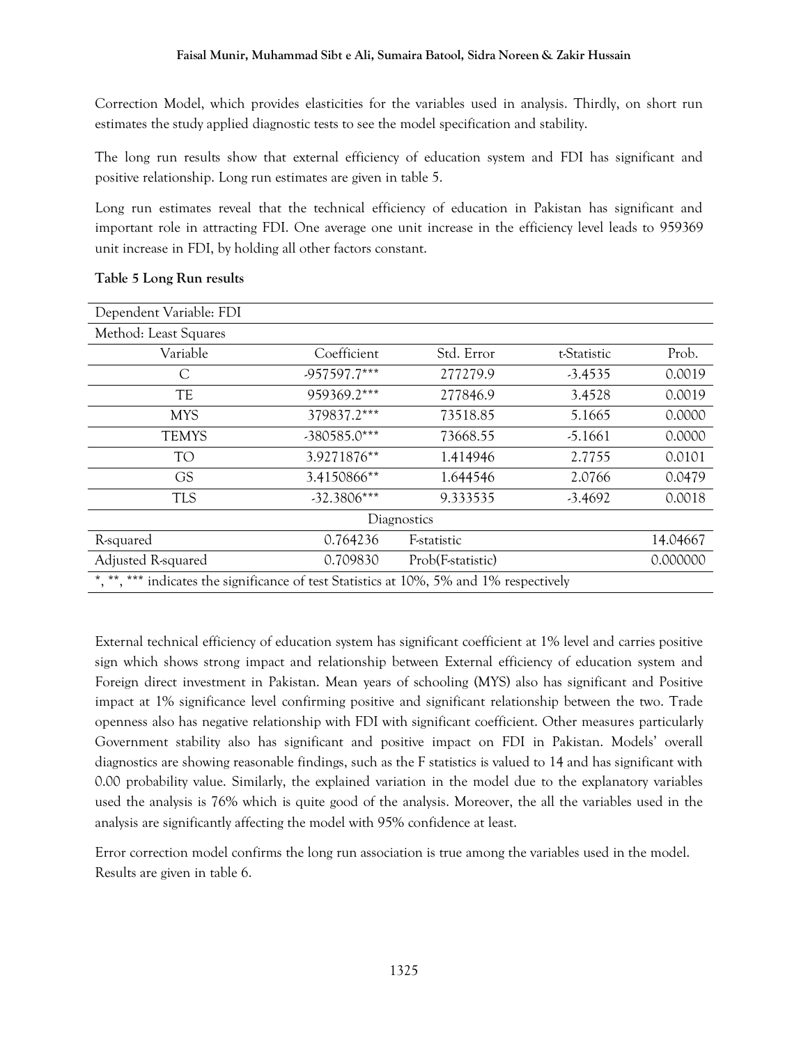Correction Model, which provides elasticities for the variables used in analysis. Thirdly, on short run estimates the study applied diagnostic tests to see the model specification and stability.

The long run results show that external efficiency of education system and FDI has significant and positive relationship. Long run estimates are given in table 5.

Long run estimates reveal that the technical efficiency of education in Pakistan has significant and important role in attracting FDI. One average one unit increase in the efficiency level leads to 959369 unit increase in FDI, by holding all other factors constant.

**Table 5 Long Run results**

| Dependent Variable: FDI | | | | |
|---|---|---|---|---|
| Method: Least Squares | | | | |
| Variable | Coefficient | Std. Error | t-Statistic | Prob. |
| C | -957597.7*** | 277279.9 | -3.4535 | 0.0019 |
| TE | 959369.2*** | 277846.9 | 3.4528 | 0.0019 |
| MYS | 379837.2*** | 73518.85 | 5.1665 | 0.0000 |
| TEMYS | -380585.0*** | 73668.55 | -5.1661 | 0.0000 |
| TO | 3.9271876** | 1.414946 | 2.7755 | 0.0101 |
| GS | 3.4150866** | 1.644546 | 2.0766 | 0.0479 |
| TLS | -32.3806*** | 9.333535 | -3.4692 | 0.0018 |
| Diagnostics | | | | |
| R-squared | 0.764236 | F-statistic | | 14.04667 |
| Adjusted R-squared | 0.709830 | Prob(F-statistic) | | 0.000000 |
| *, **, *** indicates the significance of test Statistics at 10%, 5% and 1% respectively | | | | |

External technical efficiency of education system has significant coefficient at 1% level and carries positive sign which shows strong impact and relationship between External efficiency of education system and Foreign direct investment in Pakistan. Mean years of schooling (MYS) also has significant and Positive impact at 1% significance level confirming positive and significant relationship between the two. Trade openness also has negative relationship with FDI with significant coefficient. Other measures particularly Government stability also has significant and positive impact on FDI in Pakistan. Models' overall diagnostics are showing reasonable findings, such as the F statistics is valued to 14 and has significant with 0.00 probability value. Similarly, the explained variation in the model due to the explanatory variables used the analysis is 76% which is quite good of the analysis. Moreover, the all the variables used in the analysis are significantly affecting the model with 95% confidence at least.

Error correction model confirms the long run association is true among the variables used in the model. Results are given in table 6.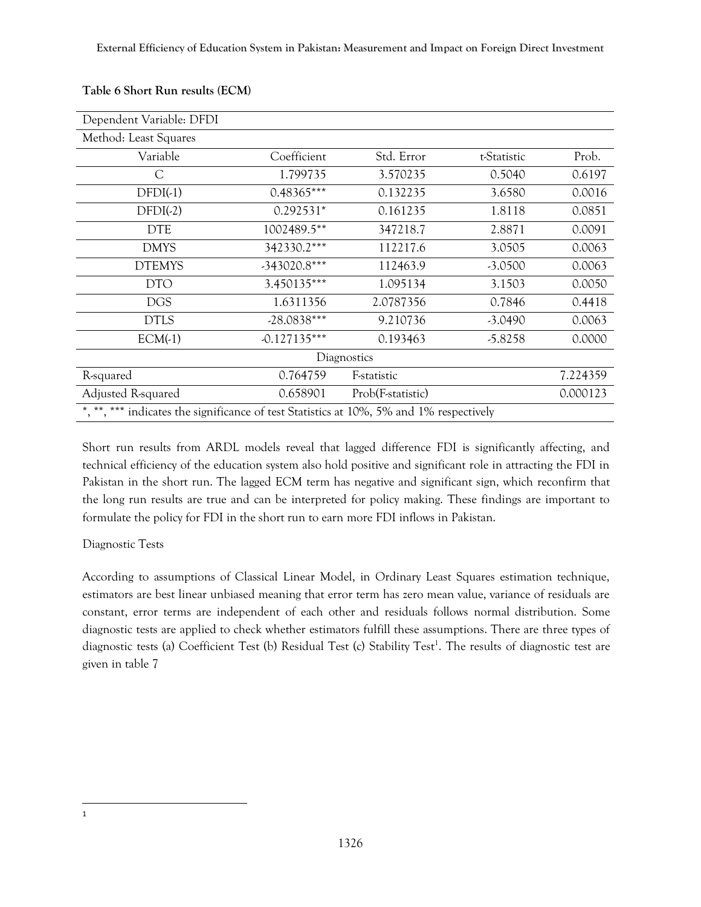**Table 6 Short Run results (ECM)**

| Dependent Variable: DFDI | | | | |
|---|---|---|---|---|
| Method: Least Squares | | | | |
| Variable | Coefficient | Std. Error | t-Statistic | Prob. |
| C | 1.799735 | 3.570235 | 0.5040 | 0.6197 |
| DFDI(-1) | 0.48365*** | 0.132235 | 3.6580 | 0.0016 |
| DFDI(-2) | 0.292531* | 0.161235 | 1.8118 | 0.0851 |
| DTE | 1002489.5** | 347218.7 | 2.8871 | 0.0091 |
| DMYS | 342330.2*** | 112217.6 | 3.0505 | 0.0063 |
| DTEMYS | -343020.8*** | 112463.9 | -3.0500 | 0.0063 |
| DTO | 3.450135*** | 1.095134 | 3.1503 | 0.0050 |
| DGS | 1.6311356 | 2.0787356 | 0.7846 | 0.4418 |
| DTLS | -28.0838*** | 9.210736 | -3.0490 | 0.0063 |
| ECM(-1) | -0.127135*** | 0.193463 | -5.8258 | 0.0000 |
| | | Diagnostics | | |
| R-squared | 0.764759 | F-statistic | | 7.224359 |
| Adjusted R-squared | 0.658901 | Prob(F-statistic) | | 0.000123 |
| *, **, *** indicates the significance of test Statistics at 10%, 5% and 1% respectively | | | | |

Short run results from ARDL models reveal that lagged difference FDI is significantly affecting, and technical efficiency of the education system also hold positive and significant role in attracting the FDI in Pakistan in the short run. The lagged ECM term has negative and significant sign, which reconfirm that the long run results are true and can be interpreted for policy making. These findings are important to formulate the policy for FDI in the short run to earn more FDI inflows in Pakistan.

Diagnostic Tests

According to assumptions of Classical Linear Model, in Ordinary Least Squares estimation technique, estimators are best linear unbiased meaning that error term has zero mean value, variance of residuals are constant, error terms are independent of each other and residuals follows normal distribution. Some diagnostic tests are applied to check whether estimators fulfill these assumptions. There are three types of diagnostic tests (a) Coefficient Test (b) Residual Test (c) Stability Test[1]. The results of diagnostic test are given in table 7

[1]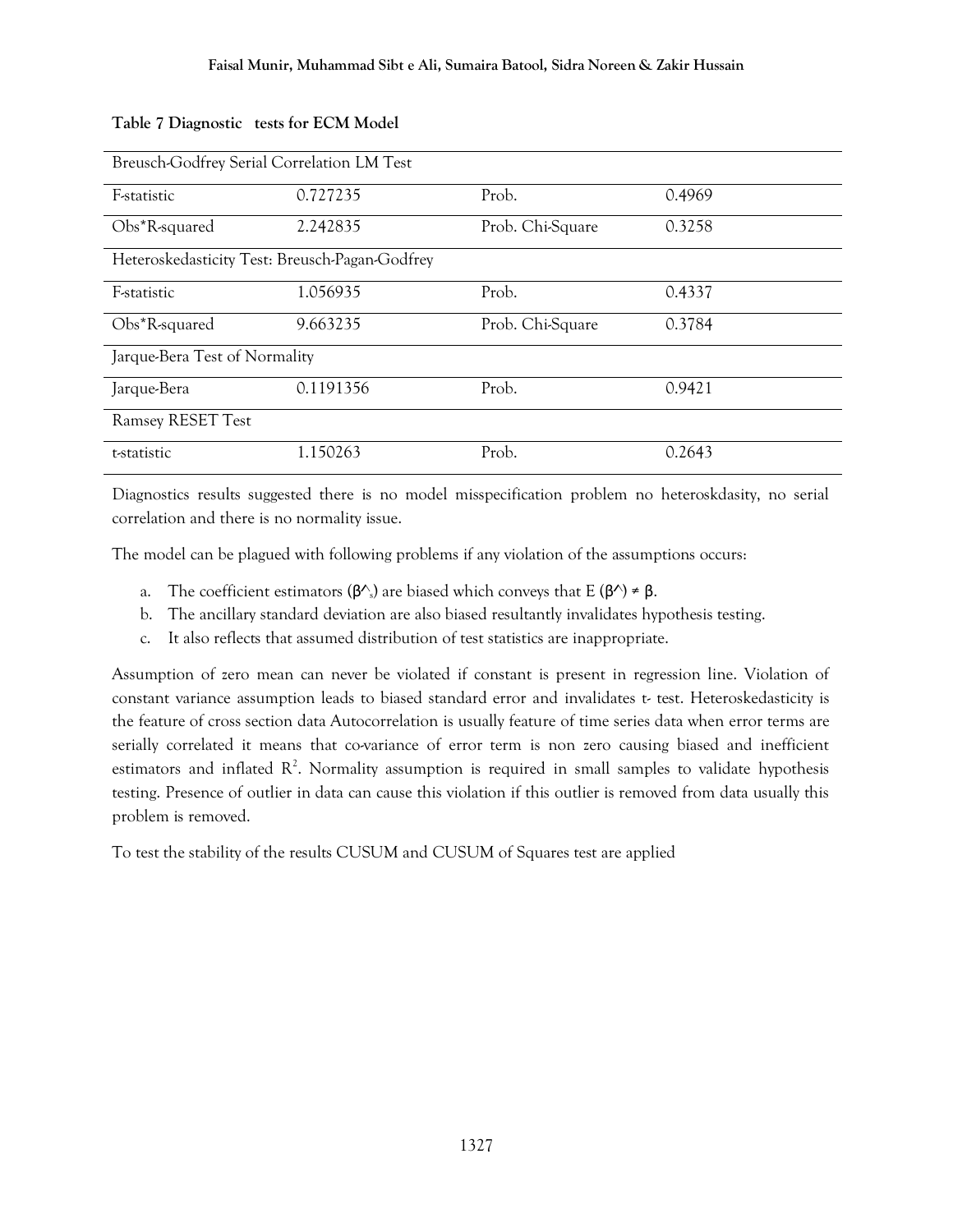**Table 7 Diagnostic tests for ECM Model**

| Breusch-Godfrey Serial Correlation LM Test | | | |
|---|---|---|---|
| F-statistic | 0.727235 | Prob. | 0.4969 |
| Obs*R-squared | 2.242835 | Prob. Chi-Square | 0.3258 |
| Heteroskedasticity Test: Breusch-Pagan-Godfrey | | | |
| F-statistic | 1.056935 | Prob. | 0.4337 |
| Obs*R-squared | 9.663235 | Prob. Chi-Square | 0.3784 |
| Jarque-Bera Test of Normality | | | |
| Jarque-Bera | 0.1191356 | Prob. | 0.9421 |
| Ramsey RESET Test | | | |
| t-statistic | 1.150263 | Prob. | 0.2643 |

Diagnostics results suggested there is no model misspecification problem no heteroskdasity, no serial correlation and there is no normality issue.

The model can be plagued with following problems if any violation of the assumptions occurs:

a. The coefficient estimators ($\hat{\beta}_s$) are biased which conveys that E ($\hat{\beta}$) ≠ β.
b. The ancillary standard deviation are also biased resultantly invalidates hypothesis testing.
c. It also reflects that assumed distribution of test statistics are inappropriate.

Assumption of zero mean can never be violated if constant is present in regression line. Violation of constant variance assumption leads to biased standard error and invalidates t- test. Heteroskedasticity is the feature of cross section data Autocorrelation is usually feature of time series data when error terms are serially correlated it means that co-variance of error term is non zero causing biased and inefficient estimators and inflated $R^2$. Normality assumption is required in small samples to validate hypothesis testing. Presence of outlier in data can cause this violation if this outlier is removed from data usually this problem is removed.

To test the stability of the results CUSUM and CUSUM of Squares test are applied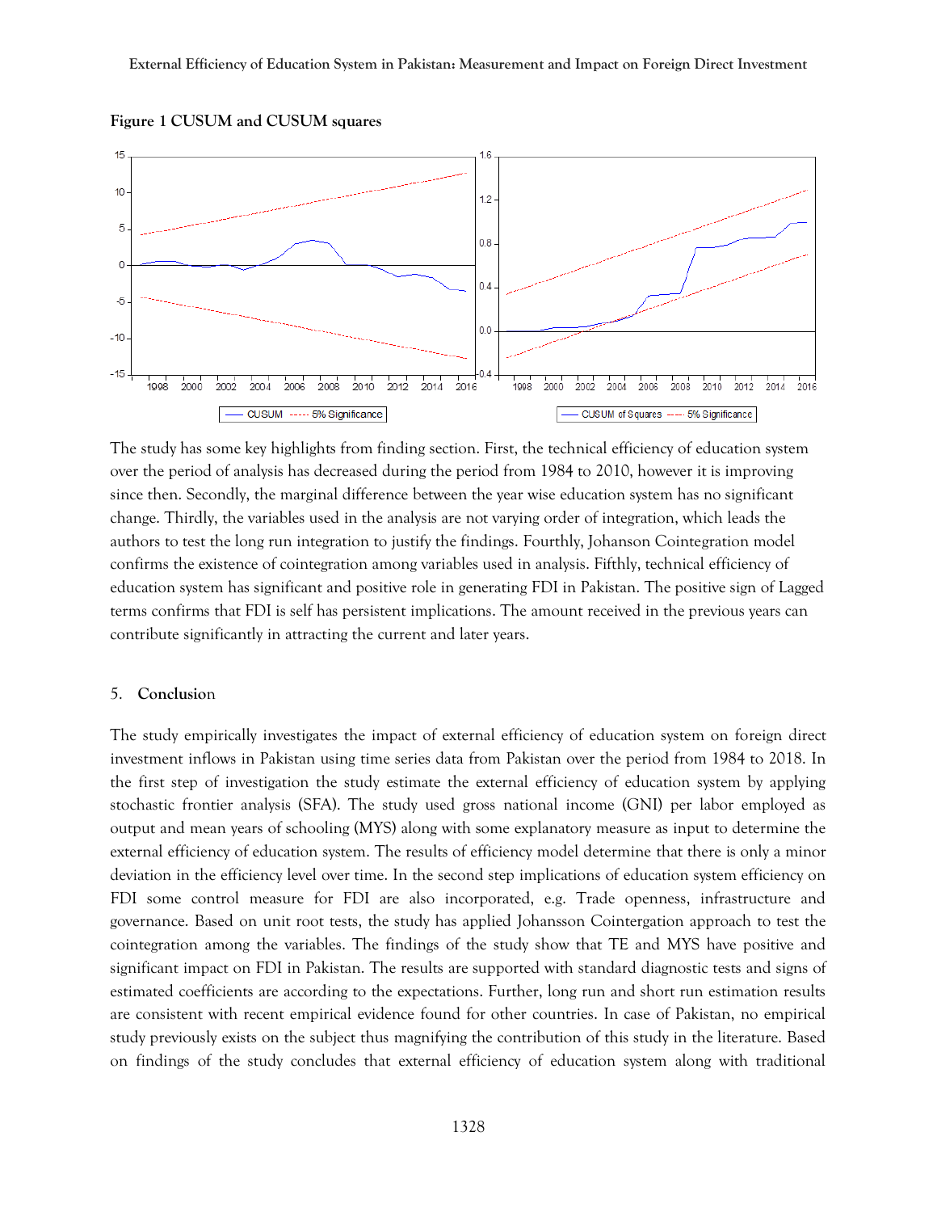**Figure 1 CUSUM and CUSUM squares**

The study has some key highlights from finding section. First, the technical efficiency of education system over the period of analysis has decreased during the period from 1984 to 2010, however it is improving since then. Secondly, the marginal difference between the year wise education system has no significant change. Thirdly, the variables used in the analysis are not varying order of integration, which leads the authors to test the long run integration to justify the findings. Fourthly, Johanson Cointegration model confirms the existence of cointegration among variables used in analysis. Fifthly, technical efficiency of education system has significant and positive role in generating FDI in Pakistan. The positive sign of Lagged terms confirms that FDI is self has persistent implications. The amount received in the previous years can contribute significantly in attracting the current and later years.

## 5. Conclusion

The study empirically investigates the impact of external efficiency of education system on foreign direct investment inflows in Pakistan using time series data from Pakistan over the period from 1984 to 2018. In the first step of investigation the study estimate the external efficiency of education system by applying stochastic frontier analysis (SFA). The study used gross national income (GNI) per labor employed as output and mean years of schooling (MYS) along with some explanatory measure as input to determine the external efficiency of education system. The results of efficiency model determine that there is only a minor deviation in the efficiency level over time. In the second step implications of education system efficiency on FDI some control measure for FDI are also incorporated, e.g. Trade openness, infrastructure and governance. Based on unit root tests, the study has applied Johansson Cointergation approach to test the cointegration among the variables. The findings of the study show that TE and MYS have positive and significant impact on FDI in Pakistan. The results are supported with standard diagnostic tests and signs of estimated coefficients are according to the expectations. Further, long run and short run estimation results are consistent with recent empirical evidence found for other countries. In case of Pakistan, no empirical study previously exists on the subject thus magnifying the contribution of this study in the literature. Based on findings of the study concludes that external efficiency of education system along with traditional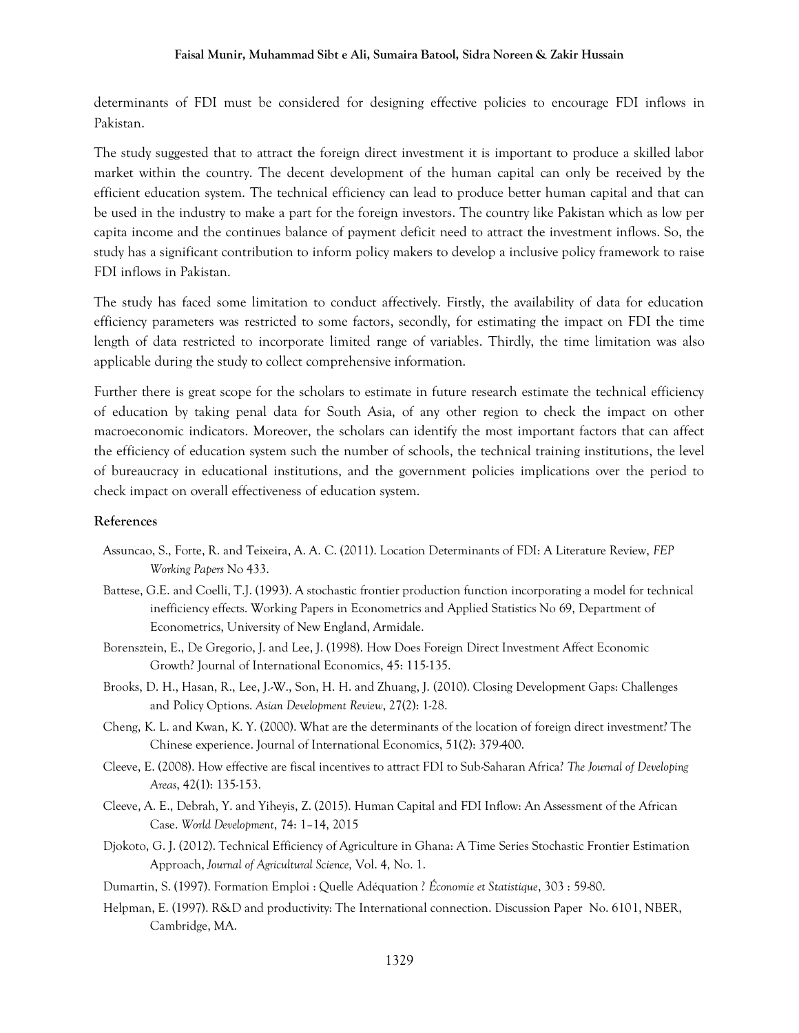determinants of FDI must be considered for designing effective policies to encourage FDI inflows in Pakistan.

The study suggested that to attract the foreign direct investment it is important to produce a skilled labor market within the country. The decent development of the human capital can only be received by the efficient education system. The technical efficiency can lead to produce better human capital and that can be used in the industry to make a part for the foreign investors. The country like Pakistan which as low per capita income and the continues balance of payment deficit need to attract the investment inflows. So, the study has a significant contribution to inform policy makers to develop a inclusive policy framework to raise FDI inflows in Pakistan.

The study has faced some limitation to conduct affectively. Firstly, the availability of data for education efficiency parameters was restricted to some factors, secondly, for estimating the impact on FDI the time length of data restricted to incorporate limited range of variables. Thirdly, the time limitation was also applicable during the study to collect comprehensive information.

Further there is great scope for the scholars to estimate in future research estimate the technical efficiency of education by taking penal data for South Asia, of any other region to check the impact on other macroeconomic indicators. Moreover, the scholars can identify the most important factors that can affect the efficiency of education system such the number of schools, the technical training institutions, the level of bureaucracy in educational institutions, and the government policies implications over the period to check impact on overall effectiveness of education system.

### References

Assuncao, S., Forte, R. and Teixeira, A. A. C. (2011). Location Determinants of FDI: A Literature Review, *FEP Working Papers* No 433.

Battese, G.E. and Coelli, T.J. (1993). A stochastic frontier production function incorporating a model for technical inefficiency effects. Working Papers in Econometrics and Applied Statistics No 69, Department of Econometrics, University of New England, Armidale.

Borensztein, E., De Gregorio, J. and Lee, J. (1998). How Does Foreign Direct Investment Affect Economic Growth? Journal of International Economics, 45: 115-135.

Brooks, D. H., Hasan, R., Lee, J.-W., Son, H. H. and Zhuang, J. (2010). Closing Development Gaps: Challenges and Policy Options. *Asian Development Review*, 27(2): 1-28.

Cheng, K. L. and Kwan, K. Y. (2000). What are the determinants of the location of foreign direct investment? The Chinese experience. Journal of International Economics, 51(2): 379-400.

Cleeve, E. (2008). How effective are fiscal incentives to attract FDI to Sub-Saharan Africa? *The Journal of Developing Areas*, 42(1): 135-153.

Cleeve, A. E., Debrah, Y. and Yiheyis, Z. (2015). Human Capital and FDI Inflow: An Assessment of the African Case. *World Development*, 74: 1–14, 2015

Djokoto, G. J. (2012). Technical Efficiency of Agriculture in Ghana: A Time Series Stochastic Frontier Estimation Approach, *Journal of Agricultural Science,* Vol. 4, No. 1.

Dumartin, S. (1997). Formation Emploi : Quelle Adéquation ? *Économie et Statistique*, 303 : 59-80.

Helpman, E. (1997). R&D and productivity: The International connection. Discussion Paper No. 6101, NBER, Cambridge, MA.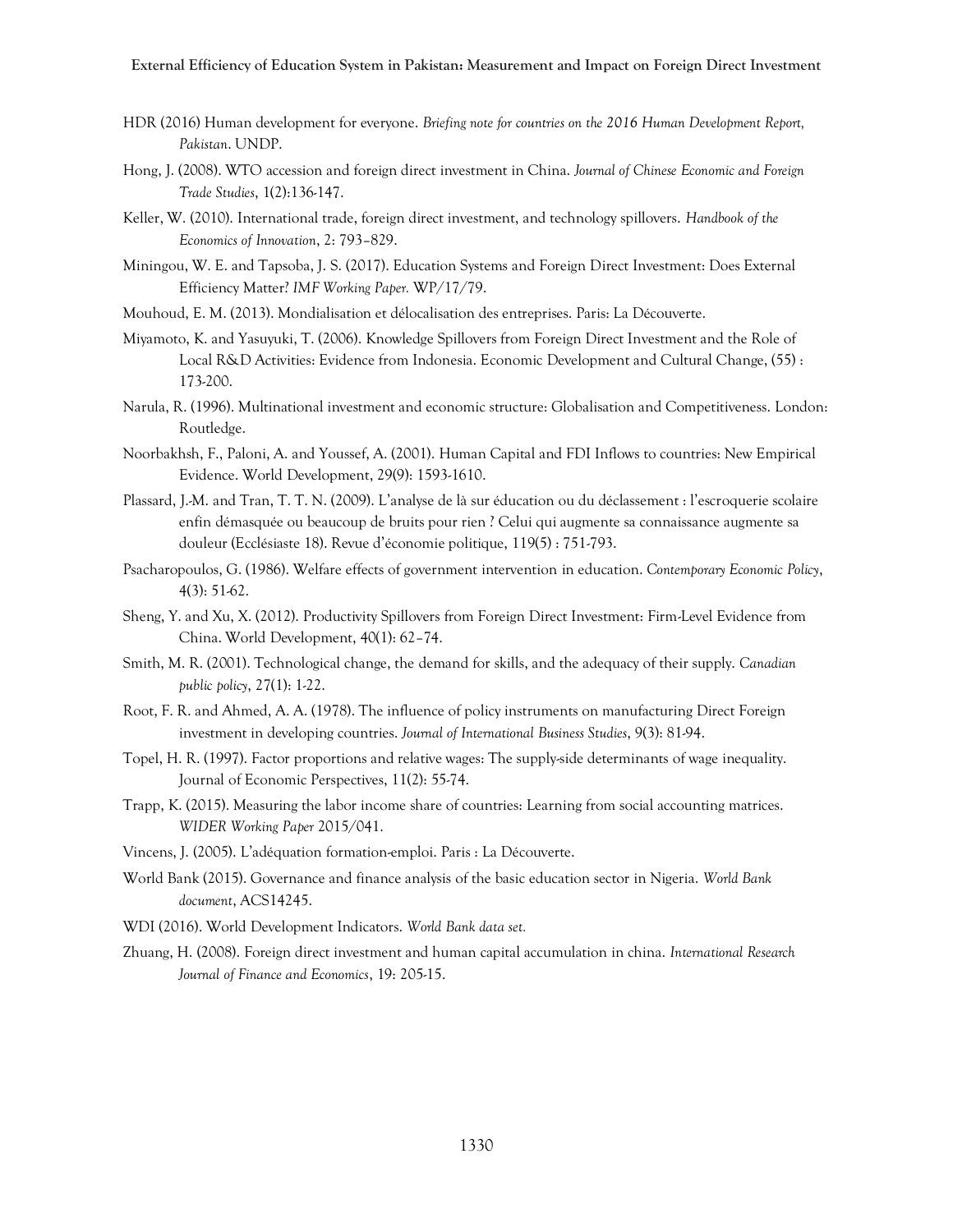HDR (2016) Human development for everyone. *Briefing note for countries on the 2016 Human Development Report, Pakistan*. UNDP.

Hong, J. (2008). WTO accession and foreign direct investment in China. *Journal of Chinese Economic and Foreign Trade Studies*, 1(2):136-147.

Keller, W. (2010). International trade, foreign direct investment, and technology spillovers. *Handbook of the Economics of Innovation*, 2: 793–829.

Miningou, W. E. and Tapsoba, J. S. (2017). Education Systems and Foreign Direct Investment: Does External Efficiency Matter? *IMF Working Paper.* WP/17/79.

Mouhoud, E. M. (2013). Mondialisation et délocalisation des entreprises. Paris: La Découverte.

Miyamoto, K. and Yasuyuki, T. (2006). Knowledge Spillovers from Foreign Direct Investment and the Role of Local R&D Activities: Evidence from Indonesia. Economic Development and Cultural Change, (55) : 173-200.

Narula, R. (1996). Multinational investment and economic structure: Globalisation and Competitiveness. London: Routledge.

Noorbakhsh, F., Paloni, A. and Youssef, A. (2001). Human Capital and FDI Inflows to countries: New Empirical Evidence. World Development, 29(9): 1593-1610.

Plassard, J.-M. and Tran, T. T. N. (2009). L'analyse de là sur éducation ou du déclassement : l'escroquerie scolaire enfin démasquée ou beaucoup de bruits pour rien ? Celui qui augmente sa connaissance augmente sa douleur (Ecclésiaste 18). Revue d'économie politique, 119(5) : 751-793.

Psacharopoulos, G. (1986). Welfare effects of government intervention in education. *Contemporary Economic Policy*, 4(3): 51-62.

Sheng, Y. and Xu, X. (2012). Productivity Spillovers from Foreign Direct Investment: Firm-Level Evidence from China. World Development, 40(1): 62–74.

Smith, M. R. (2001). Technological change, the demand for skills, and the adequacy of their supply. *Canadian public policy*, 27(1): 1-22.

Root, F. R. and Ahmed, A. A. (1978). The influence of policy instruments on manufacturing Direct Foreign investment in developing countries. *Journal of International Business Studies*, 9(3): 81-94.

Topel, H. R. (1997). Factor proportions and relative wages: The supply-side determinants of wage inequality. Journal of Economic Perspectives, 11(2): 55-74.

Trapp, K. (2015). Measuring the labor income share of countries: Learning from social accounting matrices. *WIDER Working Paper* 2015/041.

Vincens, J. (2005). L'adéquation formation-emploi. Paris : La Découverte.

World Bank (2015). Governance and finance analysis of the basic education sector in Nigeria. *World Bank document*, ACS14245.

WDI (2016). World Development Indicators. *World Bank data set.*

Zhuang, H. (2008). Foreign direct investment and human capital accumulation in china. *International Research Journal of Finance and Economics*, 19: 205-15.